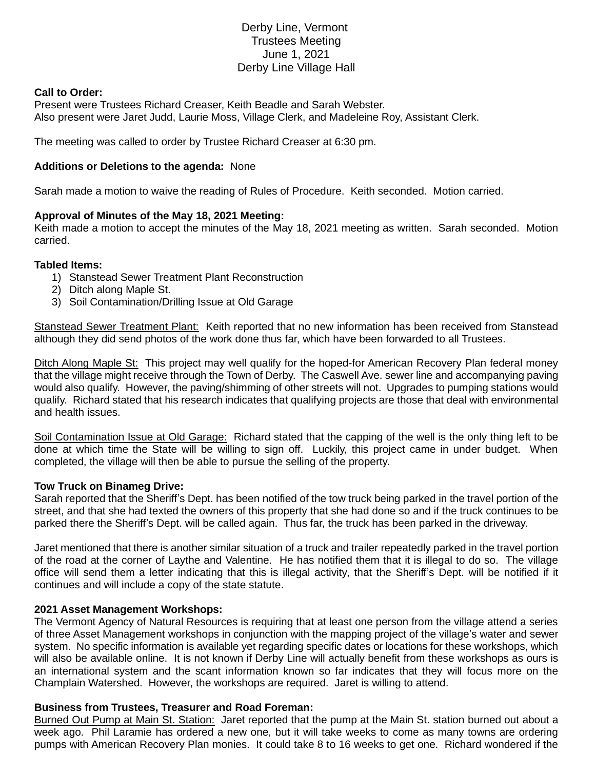# Derby Line, Vermont
## Trustees Meeting
## June 1, 2021
## Derby Line Village Hall

**Call to Order:**
Present were Trustees Richard Creaser, Keith Beadle and Sarah Webster.
Also present were Jaret Judd, Laurie Moss, Village Clerk, and Madeleine Roy, Assistant Clerk.

The meeting was called to order by Trustee Richard Creaser at 6:30 pm.

**Additions or Deletions to the agenda:** None

Sarah made a motion to waive the reading of Rules of Procedure. Keith seconded. Motion carried.

**Approval of Minutes of the May 18, 2021 Meeting:**
Keith made a motion to accept the minutes of the May 18, 2021 meeting as written. Sarah seconded. Motion carried.

**Tabled Items:**
1) Stanstead Sewer Treatment Plant Reconstruction
2) Ditch along Maple St.
3) Soil Contamination/Drilling Issue at Old Garage

<u>Stanstead Sewer Treatment Plant:</u> Keith reported that no new information has been received from Stanstead although they did send photos of the work done thus far, which have been forwarded to all Trustees.

<u>Ditch Along Maple St:</u> This project may well qualify for the hoped-for American Recovery Plan federal money that the village might receive through the Town of Derby. The Caswell Ave. sewer line and accompanying paving would also qualify. However, the paving/shimming of other streets will not. Upgrades to pumping stations would qualify. Richard stated that his research indicates that qualifying projects are those that deal with environmental and health issues.

<u>Soil Contamination Issue at Old Garage:</u> Richard stated that the capping of the well is the only thing left to be done at which time the State will be willing to sign off. Luckily, this project came in under budget. When completed, the village will then be able to pursue the selling of the property.

**Tow Truck on Binameg Drive:**
Sarah reported that the Sheriff's Dept. has been notified of the tow truck being parked in the travel portion of the street, and that she had texted the owners of this property that she had done so and if the truck continues to be parked there the Sheriff's Dept. will be called again. Thus far, the truck has been parked in the driveway.

Jaret mentioned that there is another similar situation of a truck and trailer repeatedly parked in the travel portion of the road at the corner of Laythe and Valentine. He has notified them that it is illegal to do so. The village office will send them a letter indicating that this is illegal activity, that the Sheriff's Dept. will be notified if it continues and will include a copy of the state statute.

**2021 Asset Management Workshops:**
The Vermont Agency of Natural Resources is requiring that at least one person from the village attend a series of three Asset Management workshops in conjunction with the mapping project of the village's water and sewer system. No specific information is available yet regarding specific dates or locations for these workshops, which will also be available online. It is not known if Derby Line will actually benefit from these workshops as ours is an international system and the scant information known so far indicates that they will focus more on the Champlain Watershed. However, the workshops are required. Jaret is willing to attend.

**Business from Trustees, Treasurer and Road Foreman:**
<u>Burned Out Pump at Main St. Station:</u> Jaret reported that the pump at the Main St. station burned out about a week ago. Phil Laramie has ordered a new one, but it will take weeks to come as many towns are ordering pumps with American Recovery Plan monies. It could take 8 to 16 weeks to get one. Richard wondered if the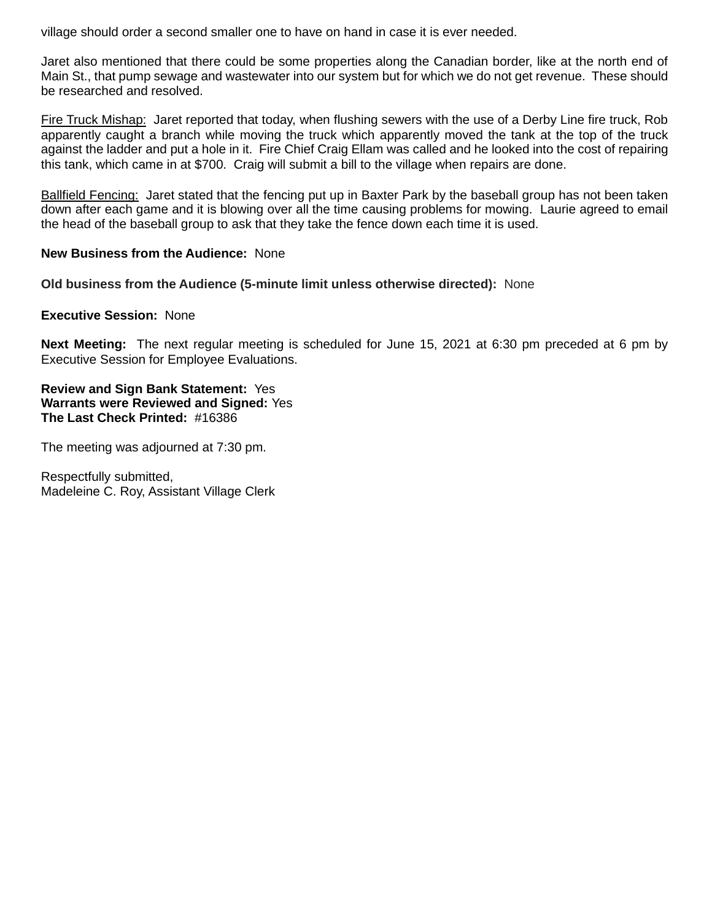village should order a second smaller one to have on hand in case it is ever needed.

Jaret also mentioned that there could be some properties along the Canadian border, like at the north end of Main St., that pump sewage and wastewater into our system but for which we do not get revenue. These should be researched and resolved.

<u>Fire Truck Mishap:</u> Jaret reported that today, when flushing sewers with the use of a Derby Line fire truck, Rob apparently caught a branch while moving the truck which apparently moved the tank at the top of the truck against the ladder and put a hole in it. Fire Chief Craig Ellam was called and he looked into the cost of repairing this tank, which came in at $700. Craig will submit a bill to the village when repairs are done.

<u>Ballfield Fencing:</u> Jaret stated that the fencing put up in Baxter Park by the baseball group has not been taken down after each game and it is blowing over all the time causing problems for mowing. Laurie agreed to email the head of the baseball group to ask that they take the fence down each time it is used.

**New Business from the Audience:** None

**Old business from the Audience (5-minute limit unless otherwise directed):** None

**Executive Session:** None

**Next Meeting:** The next regular meeting is scheduled for June 15, 2021 at 6:30 pm preceded at 6 pm by Executive Session for Employee Evaluations.

**Review and Sign Bank Statement:** Yes
**Warrants were Reviewed and Signed:** Yes
**The Last Check Printed:** #16386

The meeting was adjourned at 7:30 pm.

Respectfully submitted,
Madeleine C. Roy, Assistant Village Clerk